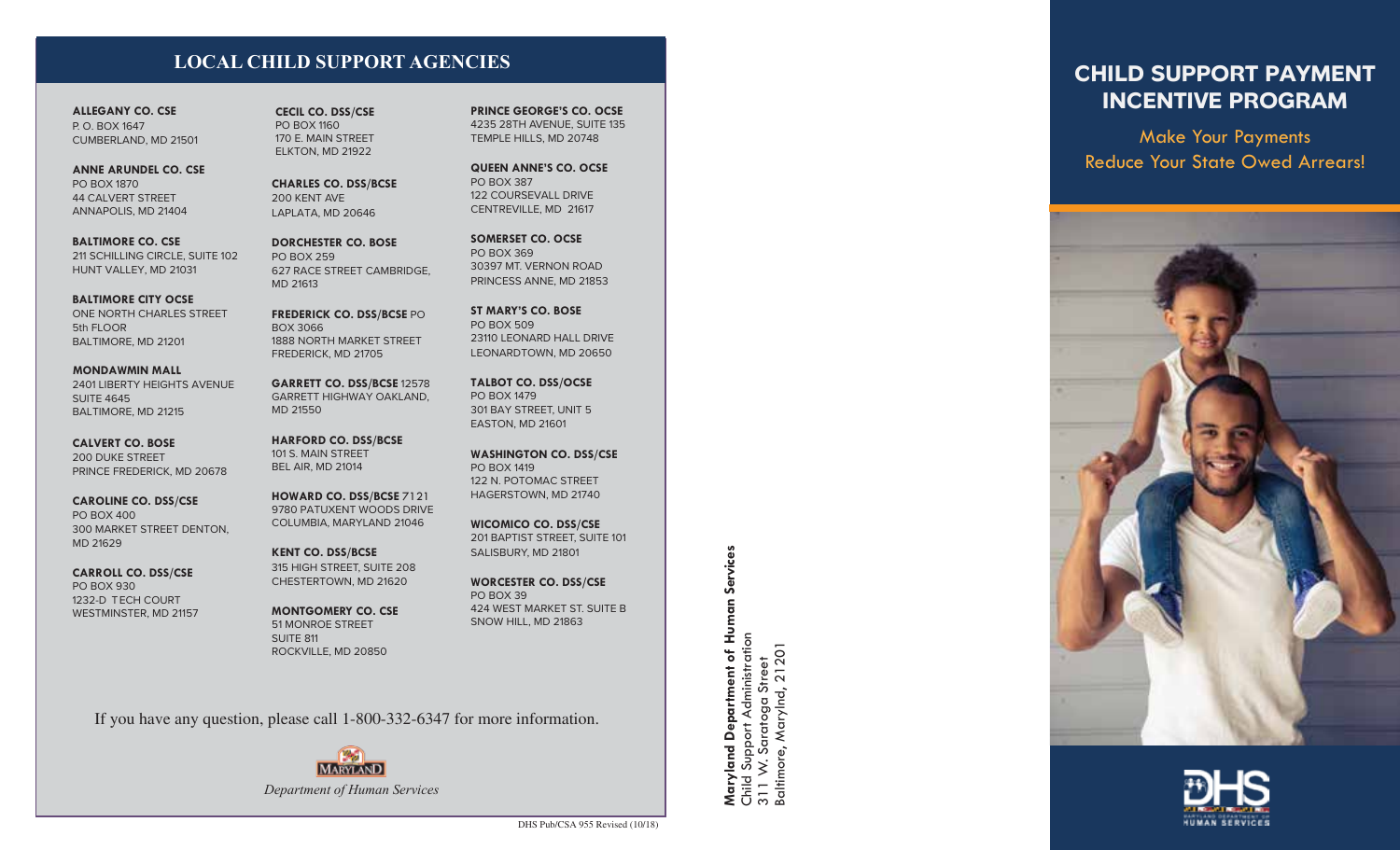## LOCAL CHILD SUPPORT AGENCIES

**ALLEGANY CO. CSE**
P. O. BOX 1647
CUMBERLAND, MD 21501

**ANNE ARUNDEL CO. CSE**
PO BOX 1870
44 CALVERT STREET
ANNAPOLIS, MD 21404

**BALTIMORE CO. CSE**
211 SCHILLING CIRCLE, SUITE 102
HUNT VALLEY, MD 21031

**BALTIMORE CITY OCSE**
ONE NORTH CHARLES STREET
5th FLOOR
BALTIMORE, MD 21201

**MONDAWMIN MALL**
2401 LIBERTY HEIGHTS AVENUE
SUITE 4645
BALTIMORE, MD 21215

**CALVERT CO. BOSE**
200 DUKE STREET
PRINCE FREDERICK, MD 20678

**CAROLINE CO. DSS/CSE**
PO BOX 400
300 MARKET STREET DENTON, MD 21629

**CARROLL CO. DSS/CSE**
PO BOX 930
1232-D TECH COURT
WESTMINSTER, MD 21157

**CECIL CO. DSS/CSE**
PO BOX 1160
170 E. MAIN STREET
ELKTON, MD 21922

**CHARLES CO. DSS/BCSE**
200 KENT AVE
LAPLATA, MD 20646

**DORCHESTER CO. BOSE**
PO BOX 259
627 RACE STREET CAMBRIDGE, MD 21613

**FREDERICK CO. DSS/BCSE** PO BOX 3066
1888 NORTH MARKET STREET
FREDERICK, MD 21705

**GARRETT CO. DSS/BCSE** 12578 GARRETT HIGHWAY OAKLAND, MD 21550

**HARFORD CO. DSS/BCSE**
101 S. MAIN STREET
BEL AIR, MD 21014

**HOWARD CO. DSS/BCSE** 7121
9780 PATUXENT WOODS DRIVE
COLUMBIA, MARYLAND 21046

**KENT CO. DSS/BCSE**
315 HIGH STREET, SUITE 208
CHESTERTOWN, MD 21620

**MONTGOMERY CO. CSE**
51 MONROE STREET
SUITE 811
ROCKVILLE, MD 20850

**PRINCE GEORGE'S CO. OCSE**
4235 28TH AVENUE, SUITE 135
TEMPLE HILLS, MD 20748

**QUEEN ANNE'S CO. OCSE**
PO BOX 387
122 COURSEVALL DRIVE
CENTREVILLE, MD 21617

**SOMERSET CO. OCSE**
PO BOX 369
30397 MT. VERNON ROAD
PRINCESS ANNE, MD 21853

**ST MARY'S CO. BOSE**
PO BOX 509
23110 LEONARD HALL DRIVE
LEONARDTOWN, MD 20650

**TALBOT CO. DSS/OCSE**
PO BOX 1479
301 BAY STREET, UNIT 5
EASTON, MD 21601

**WASHINGTON CO. DSS/CSE**
PO BOX 1419
122 N. POTOMAC STREET
HAGERSTOWN, MD 21740

**WICOMICO CO. DSS/CSE**
201 BAPTIST STREET, SUITE 101
SALISBURY, MD 21801

**WORCESTER CO. DSS/CSE**
PO BOX 39
424 WEST MARKET ST. SUITE B
SNOW HILL, MD 21863

If you have any question, please call 1-800-332-6347 for more information.

MARYLAND
*Department of Human Services*

DHS Pub/CSA 955 Revised (10/18)

**Maryland Department of Human Services**
Child Support Administration
311 W. Saratoga Street
Baltimore, Marylnd, 21201

# CHILD SUPPORT PAYMENT INCENTIVE PROGRAM

Make Your Payments
Reduce Your State Owed Arrears!

DHS
MARYLAND DEPARTMENT OF HUMAN SERVICES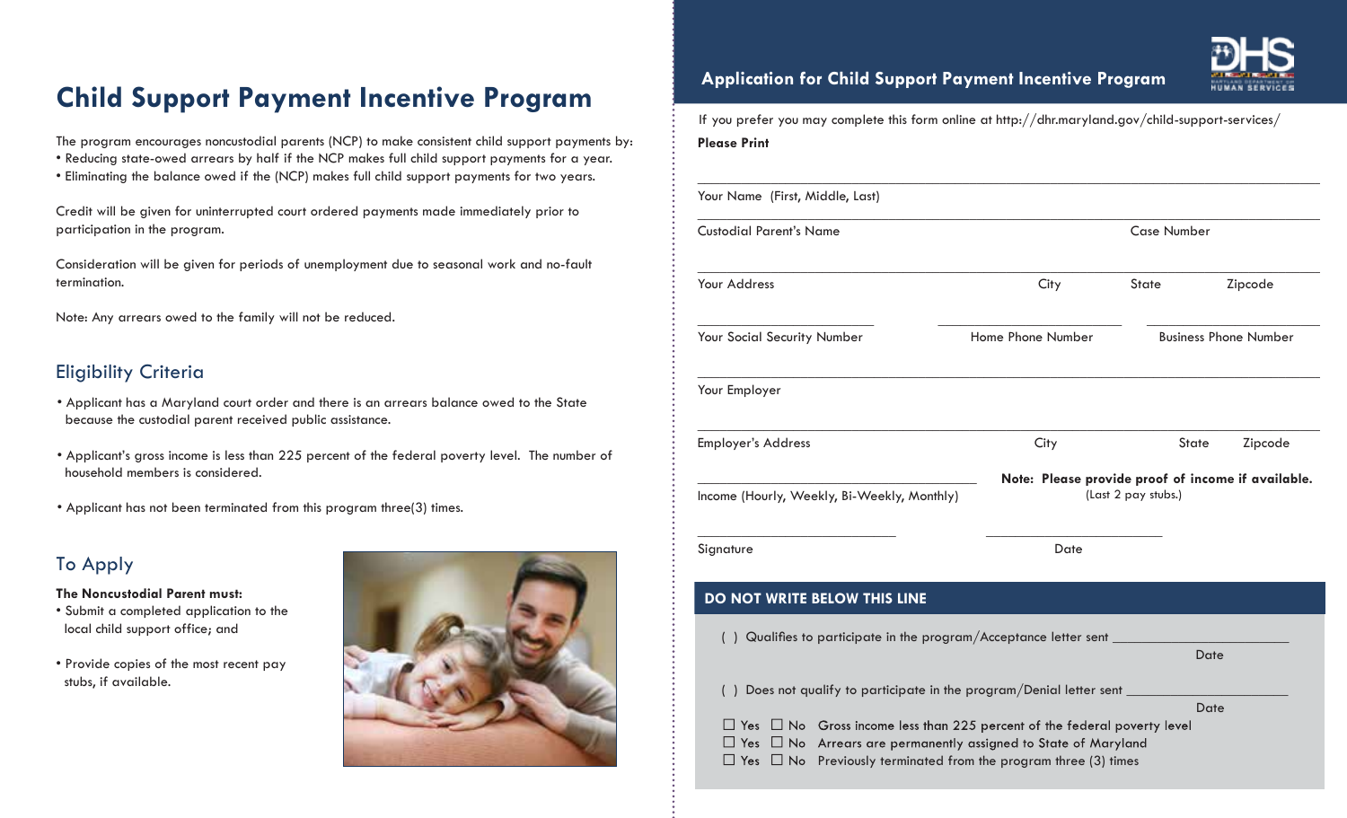# Child Support Payment Incentive Program

The program encourages noncustodial parents (NCP) to make consistent child support payments by:

- Reducing state-owed arrears by half if the NCP makes full child support payments for a year.
- Eliminating the balance owed if the (NCP) makes full child support payments for two years.

Credit will be given for uninterrupted court ordered payments made immediately prior to participation in the program.

Consideration will be given for periods of unemployment due to seasonal work and no-fault termination.

Note: Any arrears owed to the family will not be reduced.

## Eligibility Criteria

- Applicant has a Maryland court order and there is an arrears balance owed to the State because the custodial parent received public assistance.
- Applicant's gross income is less than 225 percent of the federal poverty level. The number of household members is considered.
- Applicant has not been terminated from this program three(3) times.

## To Apply

**The Noncustodial Parent must:**

- Submit a completed application to the local child support office; and
- Provide copies of the most recent pay stubs, if available.

## Application for Child Support Payment Incentive Program

DHS MARYLAND DEPARTMENT OF HUMAN SERVICES

If you prefer you may complete this form online at http://dhr.maryland.gov/child-support-services/

**Please Print**

Your Name (First, Middle, Last) ______________________________

Custodial Parent's Name ______________________________ Case Number ____________

Your Address ______________________ City ____________ State ______ Zipcode ________

Your Social Security Number ____________ Home Phone Number ____________ Business Phone Number ____________

Your Employer ______________________________

Employer's Address ______________________ City ____________ State ______ Zipcode ________

Income (Hourly, Weekly, Bi-Weekly, Monthly) ______________________

**Note: Please provide proof of income if available.** (Last 2 pay stubs.)

Signature ______________________ Date ____________

### DO NOT WRITE BELOW THIS LINE

( ) Qualifies to participate in the program/Acceptance letter sent ______________________ Date

( ) Does not qualify to participate in the program/Denial letter sent ______________________ Date

☐ Yes ☐ No Gross income less than 225 percent of the federal poverty level

☐ Yes ☐ No Arrears are permanently assigned to State of Maryland

☐ Yes ☐ No Previously terminated from the program three (3) times